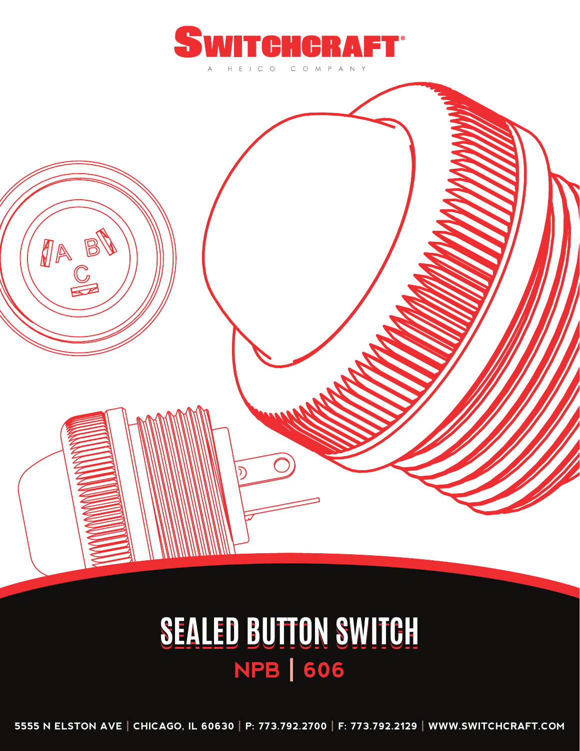# SWITCHCRAFT®

A HEICO COMPANY

# SEALED BUTTON SWITCH

## NPB | 606

5555 N ELSTON AVE | CHICAGO, IL 60630 | P: 773.792.2700 | F: 773.792.2129 | WWW.SWITCHCRAFT.COM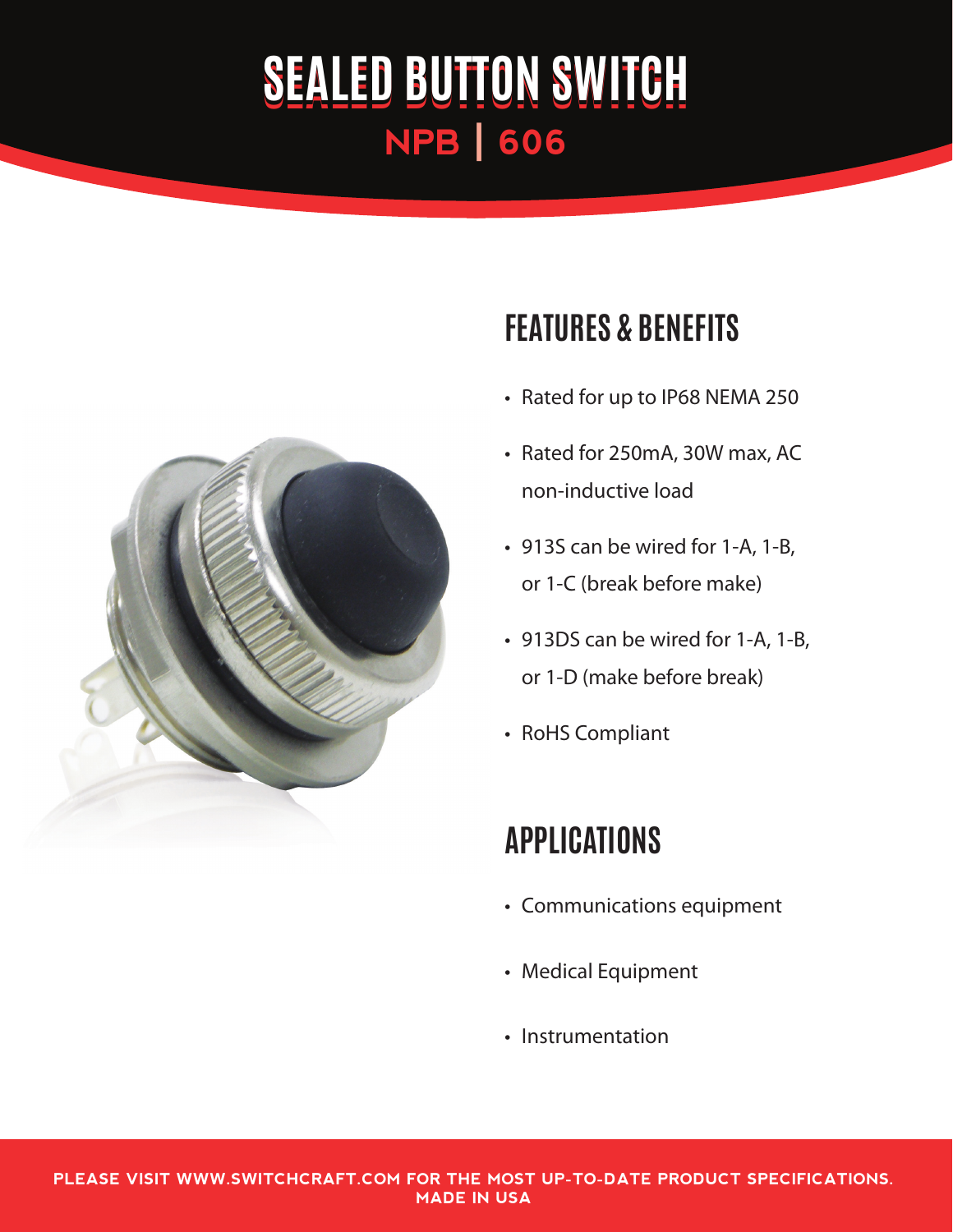# SEALED BUTTON SWITCH

## NPB | 606

## FEATURES & BENEFITS

- Rated for up to IP68 NEMA 250
- Rated for 250mA, 30W max, AC non-inductive load
- 913S can be wired for 1-A, 1-B, or 1-C (break before make)
- 913DS can be wired for 1-A, 1-B, or 1-D (make before break)
- RoHS Compliant

## APPLICATIONS

- Communications equipment
- Medical Equipment
- Instrumentation

**PLEASE VISIT WWW.SWITCHCRAFT.COM FOR THE MOST UP-TO-DATE PRODUCT SPECIFICATIONS. MADE IN USA**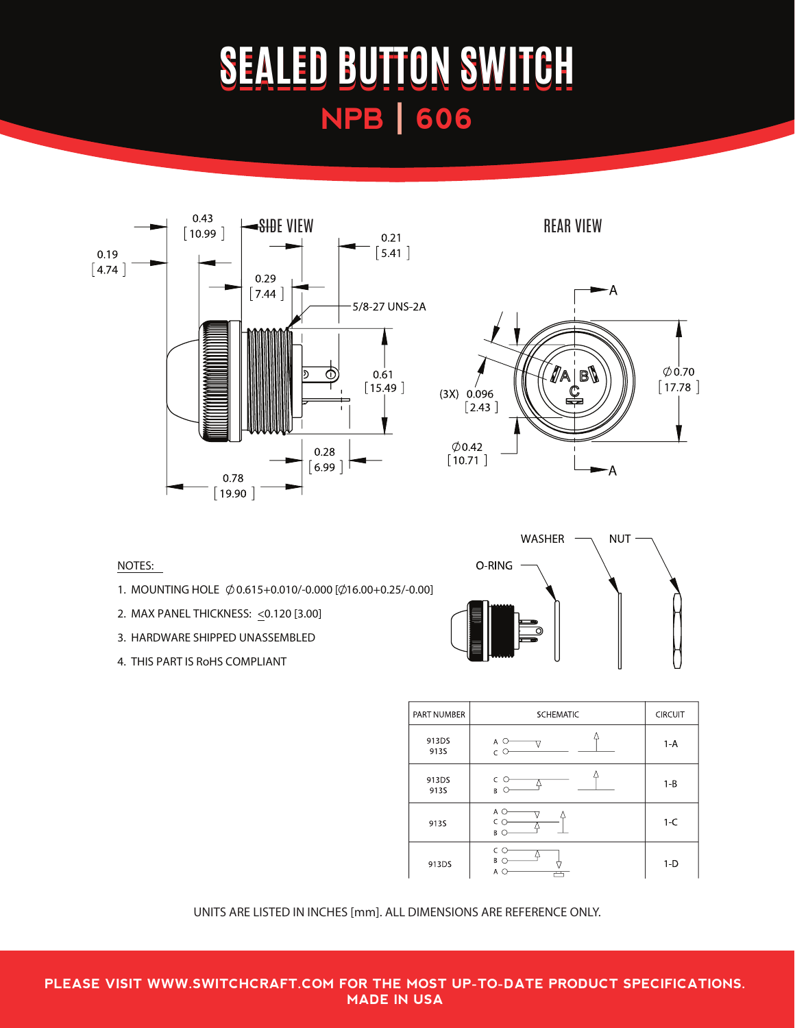# SEALED BUTTON SWITCH

## NPB | 606

SIDE VIEW

0.43 [10.99]

0.19 [4.74]

0.29 [7.44]

0.21 [5.41]

5/8-27 UNS-2A

0.61 [15.49]

0.28 [6.99]

0.78 [19.90]

REAR VIEW

(3X) 0.096 [2.43]

∅0.70 [17.78]

∅0.42 [10.71]

NOTES:

1. MOUNTING HOLE ∅0.615+0.010/-0.000 [∅16.00+0.25/-0.00]
2. MAX PANEL THICKNESS: ≤0.120 [3.00]
3. HARDWARE SHIPPED UNASSEMBLED
4. THIS PART IS RoHS COMPLIANT

O-RING WASHER NUT

| PART NUMBER | SCHEMATIC | CIRCUIT |
|---|---|---|
| 913DS<br>913S | A, C | 1-A |
| 913DS<br>913S | C, B | 1-B |
| 913S | A, C, B | 1-C |
| 913DS | C, B, A | 1-D |

UNITS ARE LISTED IN INCHES [mm]. ALL DIMENSIONS ARE REFERENCE ONLY.

PLEASE VISIT WWW.SWITCHCRAFT.COM FOR THE MOST UP-TO-DATE PRODUCT SPECIFICATIONS.
MADE IN USA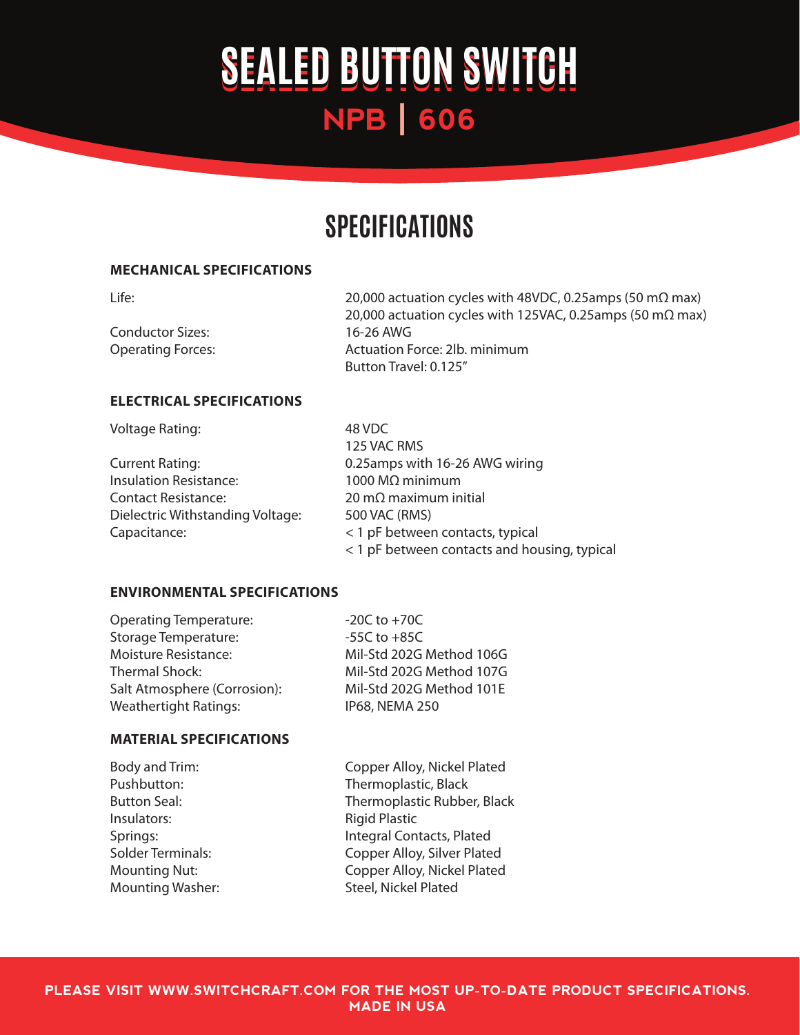# SEALED BUTTON SWITCH

## NPB | 606

## SPECIFICATIONS

### MECHANICAL SPECIFICATIONS

| | |
|---|---|
| Life: | 20,000 actuation cycles with 48VDC, 0.25amps (50 mΩ max)<br>20,000 actuation cycles with 125VAC, 0.25amps (50 mΩ max) |
| Conductor Sizes: | 16-26 AWG |
| Operating Forces: | Actuation Force: 2lb. minimum<br>Button Travel: 0.125" |

### ELECTRICAL SPECIFICATIONS

| | |
|---|---|
| Voltage Rating: | 48 VDC<br>125 VAC RMS |
| Current Rating: | 0.25amps with 16-26 AWG wiring |
| Insulation Resistance: | 1000 MΩ minimum |
| Contact Resistance: | 20 mΩ maximum initial |
| Dielectric Withstanding Voltage: | 500 VAC (RMS) |
| Capacitance: | < 1 pF between contacts, typical<br>< 1 pF between contacts and housing, typical |

### ENVIRONMENTAL SPECIFICATIONS

| | |
|---|---|
| Operating Temperature: | -20C to +70C |
| Storage Temperature: | -55C to +85C |
| Moisture Resistance: | Mil-Std 202G Method 106G |
| Thermal Shock: | Mil-Std 202G Method 107G |
| Salt Atmosphere (Corrosion): | Mil-Std 202G Method 101E |
| Weathertight Ratings: | IP68, NEMA 250 |

### MATERIAL SPECIFICATIONS

| | |
|---|---|
| Body and Trim: | Copper Alloy, Nickel Plated |
| Pushbutton: | Thermoplastic, Black |
| Button Seal: | Thermoplastic Rubber, Black |
| Insulators: | Rigid Plastic |
| Springs: | Integral Contacts, Plated |
| Solder Terminals: | Copper Alloy, Silver Plated |
| Mounting Nut: | Copper Alloy, Nickel Plated |
| Mounting Washer: | Steel, Nickel Plated |

**PLEASE VISIT WWW.SWITCHCRAFT.COM FOR THE MOST UP-TO-DATE PRODUCT SPECIFICATIONS.**
**MADE IN USA**